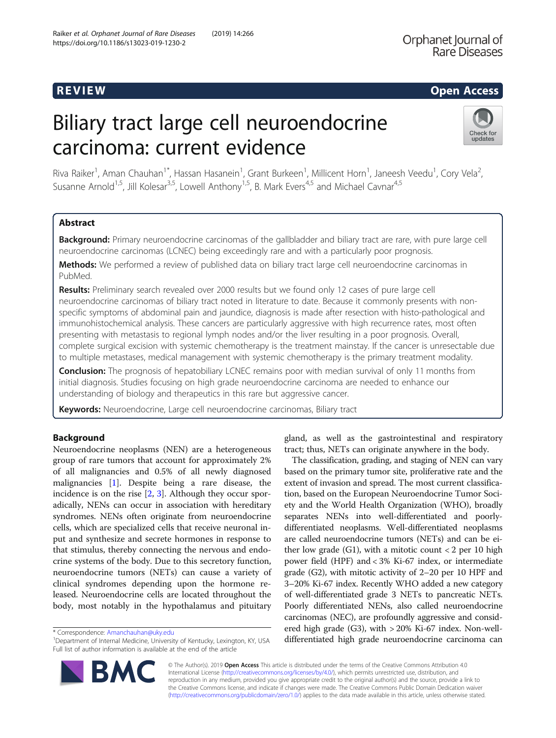REVIEW

Open Access

# Biliary tract large cell neuroendocrine carcinoma: current evidence

Riva Raiker[1], Aman Chauhan[1*], Hassan Hasanein[1], Grant Burkeen[1], Millicent Horn[1], Janeesh Veedu[1], Cory Vela[2], Susanne Arnold[1,5], Jill Kolesar[3,5], Lowell Anthony[1,5], B. Mark Evers[4,5] and Michael Cavnar[4,5]

## Abstract

**Background:** Primary neuroendocrine carcinomas of the gallbladder and biliary tract are rare, with pure large cell neuroendocrine carcinomas (LCNEC) being exceedingly rare and with a particularly poor prognosis.

**Methods:** We performed a review of published data on biliary tract large cell neuroendocrine carcinomas in PubMed.

**Results:** Preliminary search revealed over 2000 results but we found only 12 cases of pure large cell neuroendocrine carcinomas of biliary tract noted in literature to date. Because it commonly presents with non-specific symptoms of abdominal pain and jaundice, diagnosis is made after resection with histo-pathological and immunohistochemical analysis. These cancers are particularly aggressive with high recurrence rates, most often presenting with metastasis to regional lymph nodes and/or the liver resulting in a poor prognosis. Overall, complete surgical excision with systemic chemotherapy is the treatment mainstay. If the cancer is unresectable due to multiple metastases, medical management with systemic chemotherapy is the primary treatment modality.

**Conclusion:** The prognosis of hepatobiliary LCNEC remains poor with median survival of only 11 months from initial diagnosis. Studies focusing on high grade neuroendocrine carcinoma are needed to enhance our understanding of biology and therapeutics in this rare but aggressive cancer.

**Keywords:** Neuroendocrine, Large cell neuroendocrine carcinomas, Biliary tract

## Background

Neuroendocrine neoplasms (NEN) are a heterogeneous group of rare tumors that account for approximately 2% of all malignancies and 0.5% of all newly diagnosed malignancies [1]. Despite being a rare disease, the incidence is on the rise [2, 3]. Although they occur sporadically, NENs can occur in association with hereditary syndromes. NENs often originate from neuroendocrine cells, which are specialized cells that receive neuronal input and synthesize and secrete hormones in response to that stimulus, thereby connecting the nervous and endocrine systems of the body. Due to this secretory function, neuroendocrine tumors (NETs) can cause a variety of clinical syndromes depending upon the hormone released. Neuroendocrine cells are located throughout the body, most notably in the hypothalamus and pituitary gland, as well as the gastrointestinal and respiratory tract; thus, NETs can originate anywhere in the body.

The classification, grading, and staging of NEN can vary based on the primary tumor site, proliferative rate and the extent of invasion and spread. The most current classification, based on the European Neuroendocrine Tumor Society and the World Health Organization (WHO), broadly separates NENs into well-differentiated and poorly-differentiated neoplasms. Well-differentiated neoplasms are called neuroendocrine tumors (NETs) and can be either low grade (G1), with a mitotic count < 2 per 10 high power field (HPF) and < 3% Ki-67 index, or intermediate grade (G2), with mitotic activity of 2–20 per 10 HPF and 3–20% Ki-67 index. Recently WHO added a new category of well-differentiated grade 3 NETs to pancreatic NETs. Poorly differentiated NENs, also called neuroendocrine carcinomas (NEC), are profoundly aggressive and considered high grade (G3), with > 20% Ki-67 index. Non-well-differentiated high grade neuroendocrine carcinoma can

\* Correspondence: Amanchauhan@uky.edu
[1]Department of Internal Medicine, University of Kentucky, Lexington, KY, USA
Full list of author information is available at the end of the article

© The Author(s). 2019 **Open Access** This article is distributed under the terms of the Creative Commons Attribution 4.0 International License (http://creativecommons.org/licenses/by/4.0/), which permits unrestricted use, distribution, and reproduction in any medium, provided you give appropriate credit to the original author(s) and the source, provide a link to the Creative Commons license, and indicate if changes were made. The Creative Commons Public Domain Dedication waiver (http://creativecommons.org/publicdomain/zero/1.0/) applies to the data made available in this article, unless otherwise stated.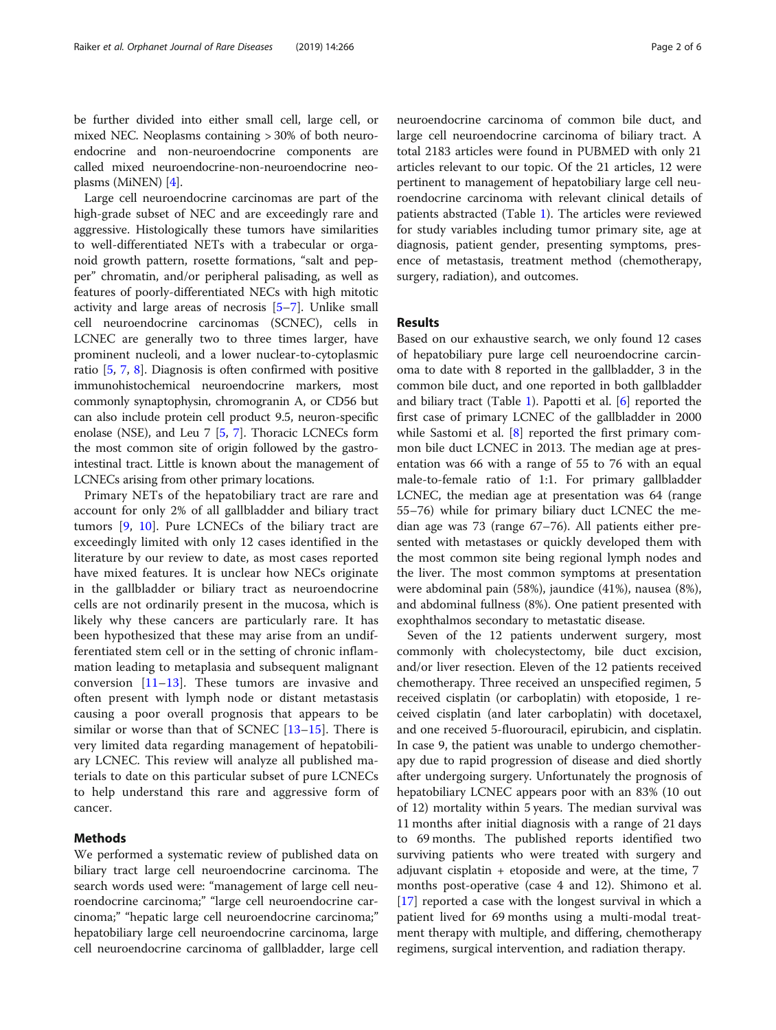be further divided into either small cell, large cell, or mixed NEC. Neoplasms containing > 30% of both neuroendocrine and non-neuroendocrine components are called mixed neuroendocrine-non-neuroendocrine neoplasms (MiNEN) [4].

Large cell neuroendocrine carcinomas are part of the high-grade subset of NEC and are exceedingly rare and aggressive. Histologically these tumors have similarities to well-differentiated NETs with a trabecular or organoid growth pattern, rosette formations, "salt and pepper" chromatin, and/or peripheral palisading, as well as features of poorly-differentiated NECs with high mitotic activity and large areas of necrosis [5–7]. Unlike small cell neuroendocrine carcinomas (SCNEC), cells in LCNEC are generally two to three times larger, have prominent nucleoli, and a lower nuclear-to-cytoplasmic ratio [5, 7, 8]. Diagnosis is often confirmed with positive immunohistochemical neuroendocrine markers, most commonly synaptophysin, chromogranin A, or CD56 but can also include protein cell product 9.5, neuron-specific enolase (NSE), and Leu 7 [5, 7]. Thoracic LCNECs form the most common site of origin followed by the gastrointestinal tract. Little is known about the management of LCNECs arising from other primary locations.

Primary NETs of the hepatobiliary tract are rare and account for only 2% of all gallbladder and biliary tract tumors [9, 10]. Pure LCNECs of the biliary tract are exceedingly limited with only 12 cases identified in the literature by our review to date, as most cases reported have mixed features. It is unclear how NECs originate in the gallbladder or biliary tract as neuroendocrine cells are not ordinarily present in the mucosa, which is likely why these cancers are particularly rare. It has been hypothesized that these may arise from an undifferentiated stem cell or in the setting of chronic inflammation leading to metaplasia and subsequent malignant conversion [11–13]. These tumors are invasive and often present with lymph node or distant metastasis causing a poor overall prognosis that appears to be similar or worse than that of SCNEC [13–15]. There is very limited data regarding management of hepatobiliary LCNEC. This review will analyze all published materials to date on this particular subset of pure LCNECs to help understand this rare and aggressive form of cancer.

## Methods

We performed a systematic review of published data on biliary tract large cell neuroendocrine carcinoma. The search words used were: "management of large cell neuroendocrine carcinoma;" "large cell neuroendocrine carcinoma;" "hepatic large cell neuroendocrine carcinoma;" hepatobiliary large cell neuroendocrine carcinoma, large cell neuroendocrine carcinoma of gallbladder, large cell neuroendocrine carcinoma of common bile duct, and large cell neuroendocrine carcinoma of biliary tract. A total 2183 articles were found in PUBMED with only 21 articles relevant to our topic. Of the 21 articles, 12 were pertinent to management of hepatobiliary large cell neuroendocrine carcinoma with relevant clinical details of patients abstracted (Table 1). The articles were reviewed for study variables including tumor primary site, age at diagnosis, patient gender, presenting symptoms, presence of metastasis, treatment method (chemotherapy, surgery, radiation), and outcomes.

## Results

Based on our exhaustive search, we only found 12 cases of hepatobiliary pure large cell neuroendocrine carcinoma to date with 8 reported in the gallbladder, 3 in the common bile duct, and one reported in both gallbladder and biliary tract (Table 1). Papotti et al. [6] reported the first case of primary LCNEC of the gallbladder in 2000 while Sastomi et al. [8] reported the first primary common bile duct LCNEC in 2013. The median age at presentation was 66 with a range of 55 to 76 with an equal male-to-female ratio of 1:1. For primary gallbladder LCNEC, the median age at presentation was 64 (range 55–76) while for primary biliary duct LCNEC the median age was 73 (range 67–76). All patients either presented with metastases or quickly developed them with the most common site being regional lymph nodes and the liver. The most common symptoms at presentation were abdominal pain (58%), jaundice (41%), nausea (8%), and abdominal fullness (8%). One patient presented with exophthalmos secondary to metastatic disease.

Seven of the 12 patients underwent surgery, most commonly with cholecystectomy, bile duct excision, and/or liver resection. Eleven of the 12 patients received chemotherapy. Three received an unspecified regimen, 5 received cisplatin (or carboplatin) with etoposide, 1 received cisplatin (and later carboplatin) with docetaxel, and one received 5-fluorouracil, epirubicin, and cisplatin. In case 9, the patient was unable to undergo chemotherapy due to rapid progression of disease and died shortly after undergoing surgery. Unfortunately the prognosis of hepatobiliary LCNEC appears poor with an 83% (10 out of 12) mortality within 5 years. The median survival was 11 months after initial diagnosis with a range of 21 days to 69 months. The published reports identified two surviving patients who were treated with surgery and adjuvant cisplatin + etoposide and were, at the time, 7 months post-operative (case 4 and 12). Shimono et al. [17] reported a case with the longest survival in which a patient lived for 69 months using a multi-modal treatment therapy with multiple, and differing, chemotherapy regimens, surgical intervention, and radiation therapy.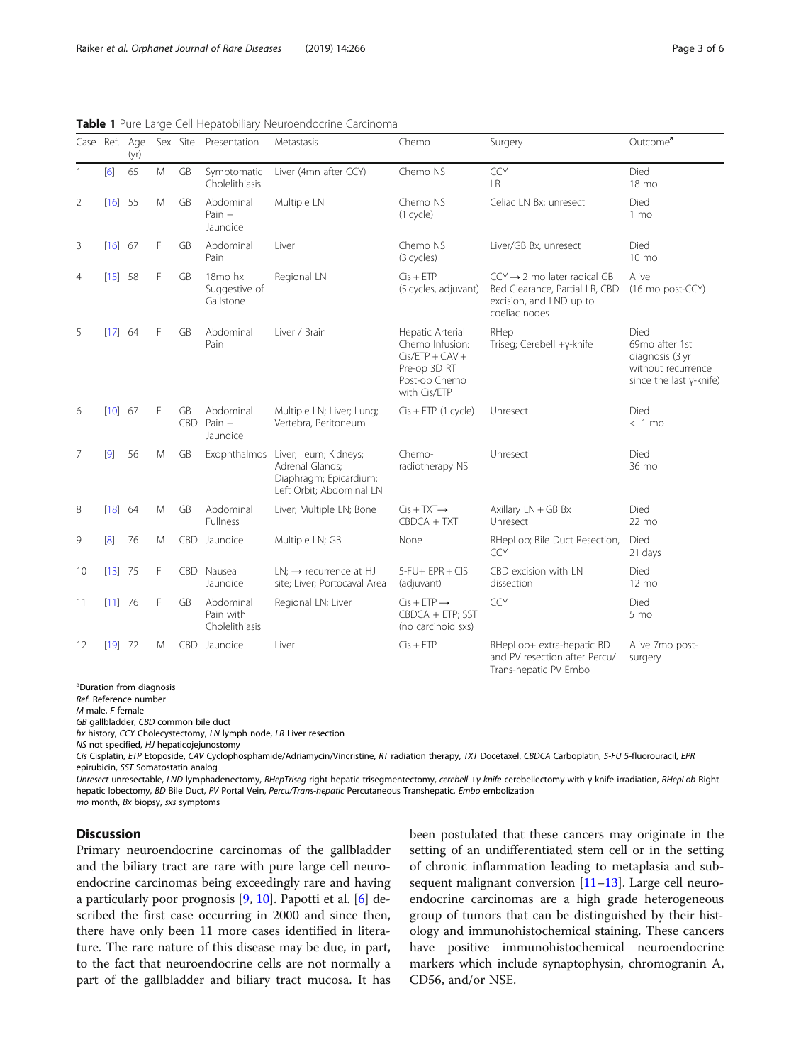**Table 1** Pure Large Cell Hepatobiliary Neuroendocrine Carcinoma

| Case | Ref. | Age (yr) | Sex | Site | Presentation | Metastasis | Chemo | Surgery | Outcome[a] |
|---|---|---|---|---|---|---|---|---|---|
| 1 | [6] | 65 | M | GB | Symptomatic Cholelithiasis | Liver (4mn after CCY) | Chemo NS | CCY LR | Died 18 mo |
| 2 | [16] | 55 | M | GB | Abdominal Pain + Jaundice | Multiple LN | Chemo NS (1 cycle) | Celiac LN Bx; unresect | Died 1 mo |
| 3 | [16] | 67 | F | GB | Abdominal Pain | Liver | Chemo NS (3 cycles) | Liver/GB Bx, unresect | Died 10 mo |
| 4 | [15] | 58 | F | GB | 18mo hx Suggestive of Gallstone | Regional LN | Cis + ETP (5 cycles, adjuvant) | CCY → 2 mo later radical GB Bed Clearance, Partial LR, CBD excision, and LND up to coeliac nodes | Alive (16 mo post-CCY) |
| 5 | [17] | 64 | F | GB | Abdominal Pain | Liver / Brain | Hepatic Arterial Chemo Infusion: Cis/ETP + CAV + Pre-op 3D RT Post-op Chemo with Cis/ETP | RHep Triseg; Cerebell +γ-knife | Died 69mo after 1st diagnosis (3 yr without recurrence since the last γ-knife) |
| 6 | [10] | 67 | F | GB CBD | Abdominal Pain + Jaundice | Multiple LN; Liver; Lung; Vertebra, Peritoneum | Cis + ETP (1 cycle) | Unresect | Died < 1 mo |
| 7 | [9] | 56 | M | GB | Exophthalmos | Liver; Ileum; Kidneys; Adrenal Glands; Diaphragm; Epicardium; Left Orbit; Abdominal LN | Chemo-radiotherapy NS | Unresect | Died 36 mo |
| 8 | [18] | 64 | M | GB | Abdominal Fullness | Liver; Multiple LN; Bone | Cis + TXT→ CBDCA + TXT | Axillary LN + GB Bx Unresect | Died 22 mo |
| 9 | [8] | 76 | M | CBD | Jaundice | Multiple LN; GB | None | RHepLob; Bile Duct Resection, CCY | Died 21 days |
| 10 | [13] | 75 | F | CBD | Nausea Jaundice | LN; → recurrence at HJ site; Liver; Portocaval Area | 5-FU+ EPR + CIS (adjuvant) | CBD excision with LN dissection | Died 12 mo |
| 11 | [11] | 76 | F | GB | Abdominal Pain with Cholelithiasis | Regional LN; Liver | Cis + ETP → CBDCA + ETP; SST (no carcinoid sxs) | CCY | Died 5 mo |
| 12 | [19] | 72 | M | CBD | Jaundice | Liver | Cis + ETP | RHepLob+ extra-hepatic BD and PV resection after Percu/ Trans-hepatic PV Embo | Alive 7mo post-surgery |

[a]Duration from diagnosis
*Ref.* Reference number
*M* male, *F* female
*GB* gallbladder, *CBD* common bile duct
*hx* history, *CCY* Cholecystectomy, *LN* lymph node, *LR* Liver resection
*NS* not specified, *HJ* hepaticojejunostomy
*Cis* Cisplatin, *ETP* Etoposide, *CAV* Cyclophosphamide/Adriamycin/Vincristine, *RT* radiation therapy, *TXT* Docetaxel, *CBDCA* Carboplatin, *5-FU* 5-fluorouracil, *EPR* epirubicin, *SST* Somatostatin analog
*Unresect* unresectable, *LND* lymphadenectomy, *RHepTriseg* right hepatic trisegmentectomy, *cerebell +γ-knife* cerebellectomy with γ-knife irradiation, *RHepLob* Right hepatic lobectomy, *BD* Bile Duct, *PV* Portal Vein, *Percu/Trans-hepatic* Percutaneous Transhepatic, *Embo* embolization
*mo* month, *Bx* biopsy, *sxs* symptoms

## Discussion

Primary neuroendocrine carcinomas of the gallbladder and the biliary tract are rare with pure large cell neuroendocrine carcinomas being exceedingly rare and having a particularly poor prognosis [9, 10]. Papotti et al. [6] described the first case occurring in 2000 and since then, there have only been 11 more cases identified in literature. The rare nature of this disease may be due, in part, to the fact that neuroendocrine cells are not normally a part of the gallbladder and biliary tract mucosa. It has been postulated that these cancers may originate in the setting of an undifferentiated stem cell or in the setting of chronic inflammation leading to metaplasia and subsequent malignant conversion [11–13]. Large cell neuroendocrine carcinomas are a high grade heterogeneous group of tumors that can be distinguished by their histology and immunohistochemical staining. These cancers have positive immunohistochemical neuroendocrine markers which include synaptophysin, chromogranin A, CD56, and/or NSE.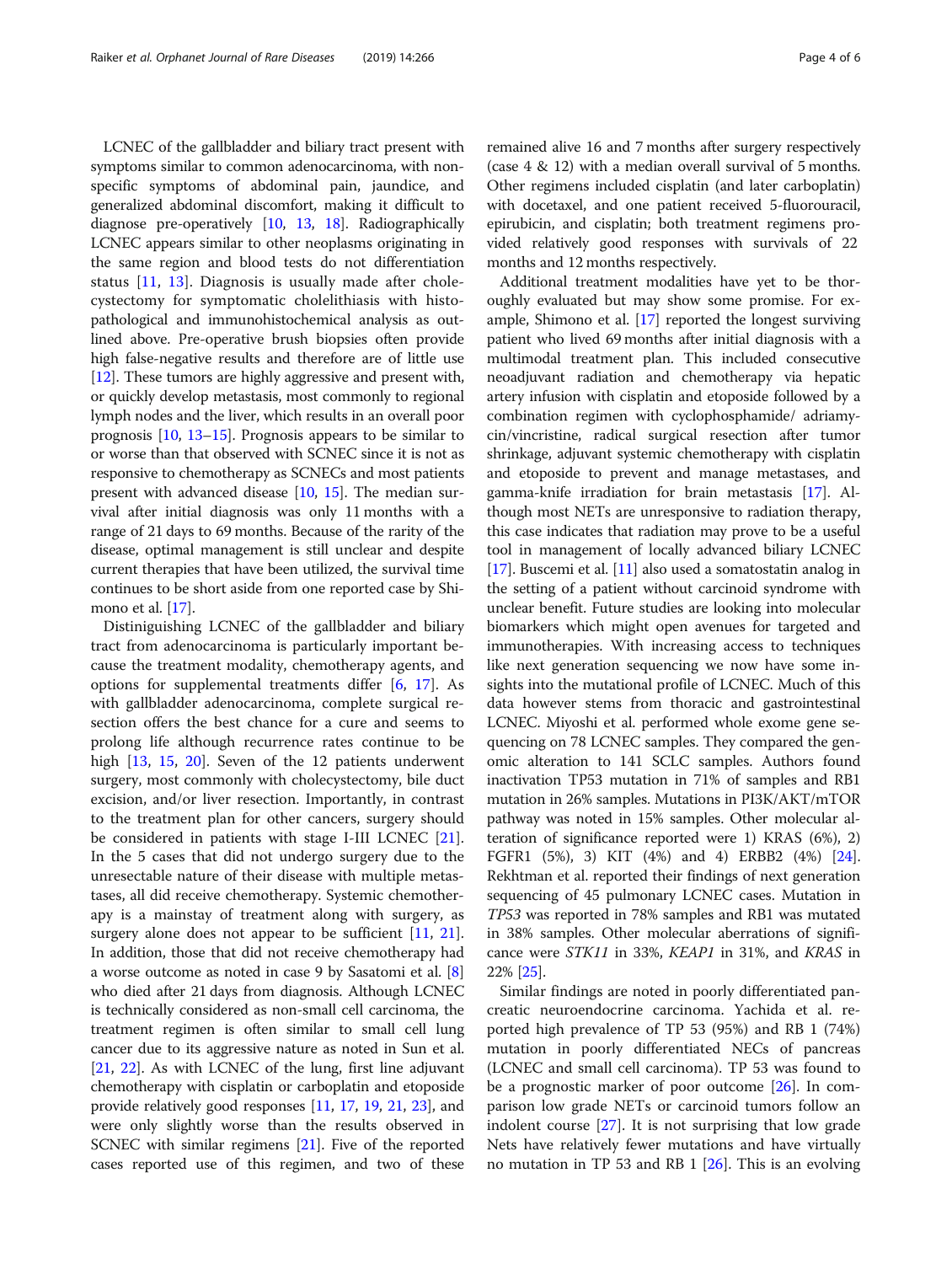LCNEC of the gallbladder and biliary tract present with symptoms similar to common adenocarcinoma, with nonspecific symptoms of abdominal pain, jaundice, and generalized abdominal discomfort, making it difficult to diagnose pre-operatively [10, 13, 18]. Radiographically LCNEC appears similar to other neoplasms originating in the same region and blood tests do not differentiation status [11, 13]. Diagnosis is usually made after cholecystectomy for symptomatic cholelithiasis with histopathological and immunohistochemical analysis as outlined above. Pre-operative brush biopsies often provide high false-negative results and therefore are of little use [12]. These tumors are highly aggressive and present with, or quickly develop metastasis, most commonly to regional lymph nodes and the liver, which results in an overall poor prognosis [10, 13–15]. Prognosis appears to be similar to or worse than that observed with SCNEC since it is not as responsive to chemotherapy as SCNECs and most patients present with advanced disease [10, 15]. The median survival after initial diagnosis was only 11 months with a range of 21 days to 69 months. Because of the rarity of the disease, optimal management is still unclear and despite current therapies that have been utilized, the survival time continues to be short aside from one reported case by Shimono et al. [17].

Distiniguishing LCNEC of the gallbladder and biliary tract from adenocarcinoma is particularly important because the treatment modality, chemotherapy agents, and options for supplemental treatments differ [6, 17]. As with gallbladder adenocarcinoma, complete surgical resection offers the best chance for a cure and seems to prolong life although recurrence rates continue to be high [13, 15, 20]. Seven of the 12 patients underwent surgery, most commonly with cholecystectomy, bile duct excision, and/or liver resection. Importantly, in contrast to the treatment plan for other cancers, surgery should be considered in patients with stage I-III LCNEC [21]. In the 5 cases that did not undergo surgery due to the unresectable nature of their disease with multiple metastases, all did receive chemotherapy. Systemic chemotherapy is a mainstay of treatment along with surgery, as surgery alone does not appear to be sufficient [11, 21]. In addition, those that did not receive chemotherapy had a worse outcome as noted in case 9 by Sasatomi et al. [8] who died after 21 days from diagnosis. Although LCNEC is technically considered as non-small cell carcinoma, the treatment regimen is often similar to small cell lung cancer due to its aggressive nature as noted in Sun et al. [21, 22]. As with LCNEC of the lung, first line adjuvant chemotherapy with cisplatin or carboplatin and etoposide provide relatively good responses [11, 17, 19, 21, 23], and were only slightly worse than the results observed in SCNEC with similar regimens [21]. Five of the reported cases reported use of this regimen, and two of these remained alive 16 and 7 months after surgery respectively (case 4 & 12) with a median overall survival of 5 months. Other regimens included cisplatin (and later carboplatin) with docetaxel, and one patient received 5-fluorouracil, epirubicin, and cisplatin; both treatment regimens provided relatively good responses with survivals of 22 months and 12 months respectively.

Additional treatment modalities have yet to be thoroughly evaluated but may show some promise. For example, Shimono et al. [17] reported the longest surviving patient who lived 69 months after initial diagnosis with a multimodal treatment plan. This included consecutive neoadjuvant radiation and chemotherapy via hepatic artery infusion with cisplatin and etoposide followed by a combination regimen with cyclophosphamide/ adriamycin/vincristine, radical surgical resection after tumor shrinkage, adjuvant systemic chemotherapy with cisplatin and etoposide to prevent and manage metastases, and gamma-knife irradiation for brain metastasis [17]. Although most NETs are unresponsive to radiation therapy, this case indicates that radiation may prove to be a useful tool in management of locally advanced biliary LCNEC [17]. Buscemi et al. [11] also used a somatostatin analog in the setting of a patient without carcinoid syndrome with unclear benefit. Future studies are looking into molecular biomarkers which might open avenues for targeted and immunotherapies. With increasing access to techniques like next generation sequencing we now have some insights into the mutational profile of LCNEC. Much of this data however stems from thoracic and gastrointestinal LCNEC. Miyoshi et al. performed whole exome gene sequencing on 78 LCNEC samples. They compared the genomic alteration to 141 SCLC samples. Authors found inactivation TP53 mutation in 71% of samples and RB1 mutation in 26% samples. Mutations in PI3K/AKT/mTOR pathway was noted in 15% samples. Other molecular alteration of significance reported were 1) KRAS (6%), 2) FGFR1 (5%), 3) KIT (4%) and 4) ERBB2 (4%) [24]. Rekhtman et al. reported their findings of next generation sequencing of 45 pulmonary LCNEC cases. Mutation in *TP53* was reported in 78% samples and RB1 was mutated in 38% samples. Other molecular aberrations of significance were *STK11* in 33%, *KEAP1* in 31%, and *KRAS* in 22% [25].

Similar findings are noted in poorly differentiated pancreatic neuroendocrine carcinoma. Yachida et al. reported high prevalence of TP 53 (95%) and RB 1 (74%) mutation in poorly differentiated NECs of pancreas (LCNEC and small cell carcinoma). TP 53 was found to be a prognostic marker of poor outcome [26]. In comparison low grade NETs or carcinoid tumors follow an indolent course [27]. It is not surprising that low grade Nets have relatively fewer mutations and have virtually no mutation in TP 53 and RB 1 [26]. This is an evolving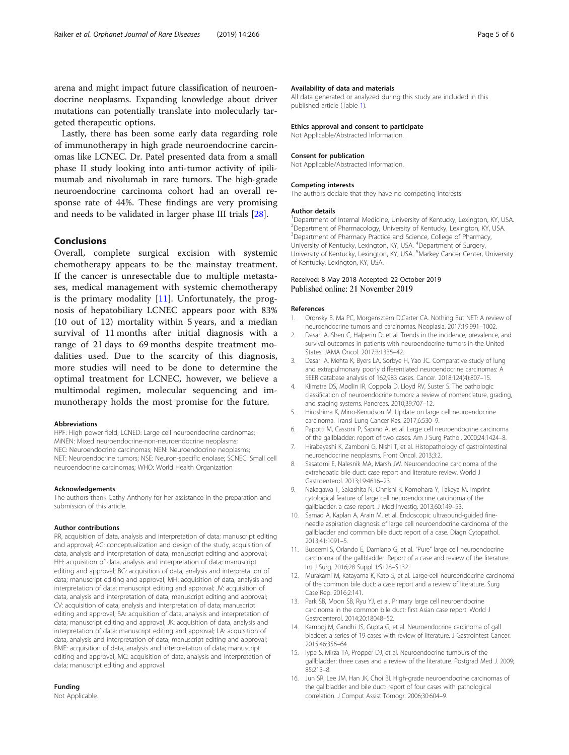arena and might impact future classification of neuroendocrine neoplasms. Expanding knowledge about driver mutations can potentially translate into molecularly targeted therapeutic options.

Lastly, there has been some early data regarding role of immunotherapy in high grade neuroendocrine carcinomas like LCNEC. Dr. Patel presented data from a small phase II study looking into anti-tumor activity of ipilimumab and nivolumab in rare tumors. The high-grade neuroendocrine carcinoma cohort had an overall response rate of 44%. These findings are very promising and needs to be validated in larger phase III trials [28].

## Conclusions

Overall, complete surgical excision with systemic chemotherapy appears to be the mainstay treatment. If the cancer is unresectable due to multiple metastases, medical management with systemic chemotherapy is the primary modality [11]. Unfortunately, the prognosis of hepatobiliary LCNEC appears poor with 83% (10 out of 12) mortality within 5 years, and a median survival of 11 months after initial diagnosis with a range of 21 days to 69 months despite treatment modalities used. Due to the scarcity of this diagnosis, more studies will need to be done to determine the optimal treatment for LCNEC, however, we believe a multimodal regimen, molecular sequencing and immunotherapy holds the most promise for the future.

#### Abbreviations

HPF: High power field; LCNED: Large cell neuroendocrine carcinomas; MiNEN: Mixed neuroendocrine-non-neuroendocrine neoplasms; NEC: Neuroendocrine carcinomas; NEN: Neuroendocrine neoplasms; NET: Neuroendocrine tumors; NSE: Neuron-specific enolase; SCNEC: Small cell neuroendocrine carcinomas; WHO: World Health Organization

#### Acknowledgements

The authors thank Cathy Anthony for her assistance in the preparation and submission of this article.

#### Author contributions

RR, acquisition of data, analysis and interpretation of data; manuscript editing and approval; AC: conceptualization and design of the study, acquisition of data, analysis and interpretation of data; manuscript editing and approval; HH: acquisition of data, analysis and interpretation of data; manuscript editing and approval; BG: acquisition of data, analysis and interpretation of data; manuscript editing and approval; MH: acquisition of data, analysis and interpretation of data; manuscript editing and approval; JV: acquisition of data, analysis and interpretation of data; manuscript editing and approval; CV: acquisition of data, analysis and interpretation of data; manuscript editing and approval; SA: acquisition of data, analysis and interpretation of data; manuscript editing and approval; JK: acquisition of data, analysis and interpretation of data; manuscript editing and approval; LA: acquisition of data, analysis and interpretation of data; manuscript editing and approval; BME: acquisition of data, analysis and interpretation of data; manuscript editing and approval; MC: acquisition of data, analysis and interpretation of data; manuscript editing and approval.

#### Funding

Not Applicable.

#### Availability of data and materials

All data generated or analyzed during this study are included in this published article (Table 1).

#### Ethics approval and consent to participate

Not Applicable/Abstracted Information.

#### Consent for publication

Not Applicable/Abstracted Information.

#### Competing interests

The authors declare that they have no competing interests.

#### Author details

[1]Department of Internal Medicine, University of Kentucky, Lexington, KY, USA. [2]Department of Pharmacology, University of Kentucky, Lexington, KY, USA. [3]Department of Pharmacy Practice and Science, College of Pharmacy, University of Kentucky, Lexington, KY, USA. [4]Department of Surgery, University of Kentucky, Lexington, KY, USA. [5]Markey Cancer Center, University of Kentucky, Lexington, KY, USA.

Received: 8 May 2018 Accepted: 22 October 2019
Published online: 21 November 2019

#### References

1. Oronsky B, Ma PC, Morgensztern D,Carter CA. Nothing But NET: A review of neuroendocrine tumors and carcinomas. Neoplasia. 2017;19:991–1002.
2. Dasari A, Shen C, Halperin D, et al. Trends in the incidence, prevalence, and survival outcomes in patients with neuroendocrine tumors in the United States. JAMA Oncol. 2017;3:1335–42.
3. Dasari A, Mehta K, Byers LA, Sorbye H, Yao JC. Comparative study of lung and extrapulmonary poorly differentiated neuroendocrine carcinomas: A SEER database analysis of 162,983 cases. Cancer. 2018;124(4):807–15.
4. Klimstra DS, Modlin IR, Coppola D, Lloyd RV, Suster S. The pathologic classification of neuroendocrine tumors: a review of nomenclature, grading, and staging systems. Pancreas. 2010;39:707–12.
5. Hiroshima K, Mino-Kenudson M. Update on large cell neuroendocrine carcinoma. Transl Lung Cancer Res. 2017;6:530–9.
6. Papotti M, Cassoni P, Sapino A, et al. Large cell neuroendocrine carcinoma of the gallbladder: report of two cases. Am J Surg Pathol. 2000;24:1424–8.
7. Hirabayashi K, Zamboni G, Nishi T, et al. Histopathology of gastrointestinal neuroendocrine neoplasms. Front Oncol. 2013;3:2.
8. Sasatomi E, Nalesnik MA, Marsh JW. Neuroendocrine carcinoma of the extrahepatic bile duct: case report and literature review. World J Gastroenterol. 2013;19:4616–23.
9. Nakagawa T, Sakashita N, Ohnishi K, Komohara Y, Takeya M. Imprint cytological feature of large cell neuroendocrine carcinoma of the gallbladder: a case report. J Med Investig. 2013;60:149–53.
10. Samad A, Kaplan A, Arain M, et al. Endoscopic ultrasound-guided fine-needle aspiration diagnosis of large cell neuroendocrine carcinoma of the gallbladder and common bile duct: report of a case. Diagn Cytopathol. 2013;41:1091–5.
11. Buscemi S, Orlando E, Damiano G, et al. "Pure" large cell neuroendocrine carcinoma of the gallbladder. Report of a case and review of the literature. Int J Surg. 2016;28 Suppl 1:S128–S132.
12. Murakami M, Katayama K, Kato S, et al. Large-cell neuroendocrine carcinoma of the common bile duct: a case report and a review of literature. Surg Case Rep. 2016;2:141.
13. Park SB, Moon SB, Ryu YJ, et al. Primary large cell neuroendocrine carcinoma in the common bile duct: first Asian case report. World J Gastroenterol. 2014;20:18048–52.
14. Kamboj M, Gandhi JS, Gupta G, et al. Neuroendocrine carcinoma of gall bladder: a series of 19 cases with review of literature. J Gastrointest Cancer. 2015;46:356–64.
15. Iype S, Mirza TA, Propper DJ, et al. Neuroendocrine tumours of the gallbladder: three cases and a review of the literature. Postgrad Med J. 2009; 85:213–8.
16. Jun SR, Lee JM, Han JK, Choi BI. High-grade neuroendocrine carcinomas of the gallbladder and bile duct: report of four cases with pathological correlation. J Comput Assist Tomogr. 2006;30:604–9.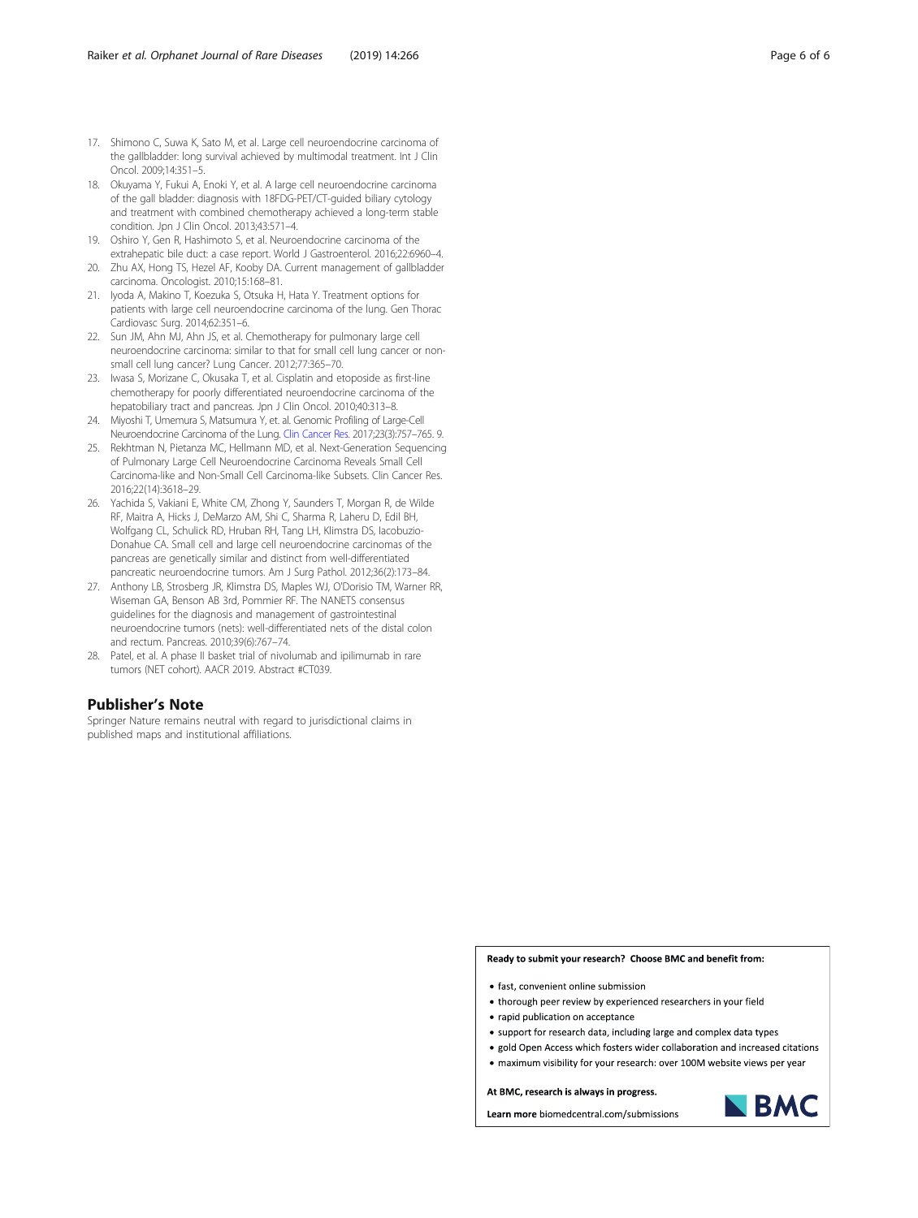17. Shimono C, Suwa K, Sato M, et al. Large cell neuroendocrine carcinoma of the gallbladder: long survival achieved by multimodal treatment. Int J Clin Oncol. 2009;14:351–5.
18. Okuyama Y, Fukui A, Enoki Y, et al. A large cell neuroendocrine carcinoma of the gall bladder: diagnosis with 18FDG-PET/CT-guided biliary cytology and treatment with combined chemotherapy achieved a long-term stable condition. Jpn J Clin Oncol. 2013;43:571–4.
19. Oshiro Y, Gen R, Hashimoto S, et al. Neuroendocrine carcinoma of the extrahepatic bile duct: a case report. World J Gastroenterol. 2016;22:6960–4.
20. Zhu AX, Hong TS, Hezel AF, Kooby DA. Current management of gallbladder carcinoma. Oncologist. 2010;15:168–81.
21. Iyoda A, Makino T, Koezuka S, Otsuka H, Hata Y. Treatment options for patients with large cell neuroendocrine carcinoma of the lung. Gen Thorac Cardiovasc Surg. 2014;62:351–6.
22. Sun JM, Ahn MJ, Ahn JS, et al. Chemotherapy for pulmonary large cell neuroendocrine carcinoma: similar to that for small cell lung cancer or non-small cell lung cancer? Lung Cancer. 2012;77:365–70.
23. Iwasa S, Morizane C, Okusaka T, et al. Cisplatin and etoposide as first-line chemotherapy for poorly differentiated neuroendocrine carcinoma of the hepatobiliary tract and pancreas. Jpn J Clin Oncol. 2010;40:313–8.
24. Miyoshi T, Umemura S, Matsumura Y, et. al. Genomic Profiling of Large-Cell Neuroendocrine Carcinoma of the Lung. Clin Cancer Res. 2017;23(3):757–765. 9.
25. Rekhtman N, Pietanza MC, Hellmann MD, et al. Next-Generation Sequencing of Pulmonary Large Cell Neuroendocrine Carcinoma Reveals Small Cell Carcinoma-like and Non-Small Cell Carcinoma-like Subsets. Clin Cancer Res. 2016;22(14):3618–29.
26. Yachida S, Vakiani E, White CM, Zhong Y, Saunders T, Morgan R, de Wilde RF, Maitra A, Hicks J, DeMarzo AM, Shi C, Sharma R, Laheru D, Edil BH, Wolfgang CL, Schulick RD, Hruban RH, Tang LH, Klimstra DS, Iacobuzio-Donahue CA. Small cell and large cell neuroendocrine carcinomas of the pancreas are genetically similar and distinct from well-differentiated pancreatic neuroendocrine tumors. Am J Surg Pathol. 2012;36(2):173–84.
27. Anthony LB, Strosberg JR, Klimstra DS, Maples WJ, O'Dorisio TM, Warner RR, Wiseman GA, Benson AB 3rd, Pommier RF. The NANETS consensus guidelines for the diagnosis and management of gastrointestinal neuroendocrine tumors (nets): well-differentiated nets of the distal colon and rectum. Pancreas. 2010;39(6):767–74.
28. Patel, et al. A phase II basket trial of nivolumab and ipilimumab in rare tumors (NET cohort). AACR 2019. Abstract #CT039.

## Publisher's Note

Springer Nature remains neutral with regard to jurisdictional claims in published maps and institutional affiliations.

**Ready to submit your research? Choose BMC and benefit from:**

- fast, convenient online submission
- thorough peer review by experienced researchers in your field
- rapid publication on acceptance
- support for research data, including large and complex data types
- gold Open Access which fosters wider collaboration and increased citations
- maximum visibility for your research: over 100M website views per year

**At BMC, research is always in progress.**

**Learn more** biomedcentral.com/submissions

BMC